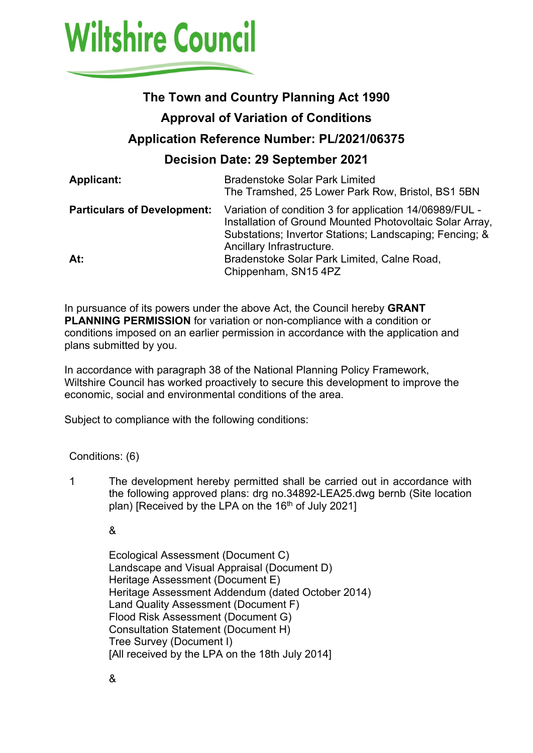# Wiltshire Council

## The Town and Country Planning Act 1990

## Approval of Variation of Conditions

## Application Reference Number: PL/2021/06375

## Decision Date: 29 September 2021

| | |
|---|---|
| **Applicant:** | Bradenstoke Solar Park Limited<br>The Tramshed, 25 Lower Park Row, Bristol, BS1 5BN |
| **Particulars of Development:** | Variation of condition 3 for application 14/06989/FUL - Installation of Ground Mounted Photovoltaic Solar Array, Substations; Invertor Stations; Landscaping; Fencing; & Ancillary Infrastructure. |
| **At:** | Bradenstoke Solar Park Limited, Calne Road, Chippenham, SN15 4PZ |

In pursuance of its powers under the above Act, the Council hereby **GRANT PLANNING PERMISSION** for variation or non-compliance with a condition or conditions imposed on an earlier permission in accordance with the application and plans submitted by you.

In accordance with paragraph 38 of the National Planning Policy Framework, Wiltshire Council has worked proactively to secure this development to improve the economic, social and environmental conditions of the area.

Subject to compliance with the following conditions:

Conditions: (6)

1 The development hereby permitted shall be carried out in accordance with the following approved plans: drg no.34892-LEA25.dwg bernb (Site location plan) [Received by the LPA on the 16th of July 2021]

&

Ecological Assessment (Document C)
Landscape and Visual Appraisal (Document D)
Heritage Assessment (Document E)
Heritage Assessment Addendum (dated October 2014)
Land Quality Assessment (Document F)
Flood Risk Assessment (Document G)
Consultation Statement (Document H)
Tree Survey (Document I)
[All received by the LPA on the 18th July 2014]

&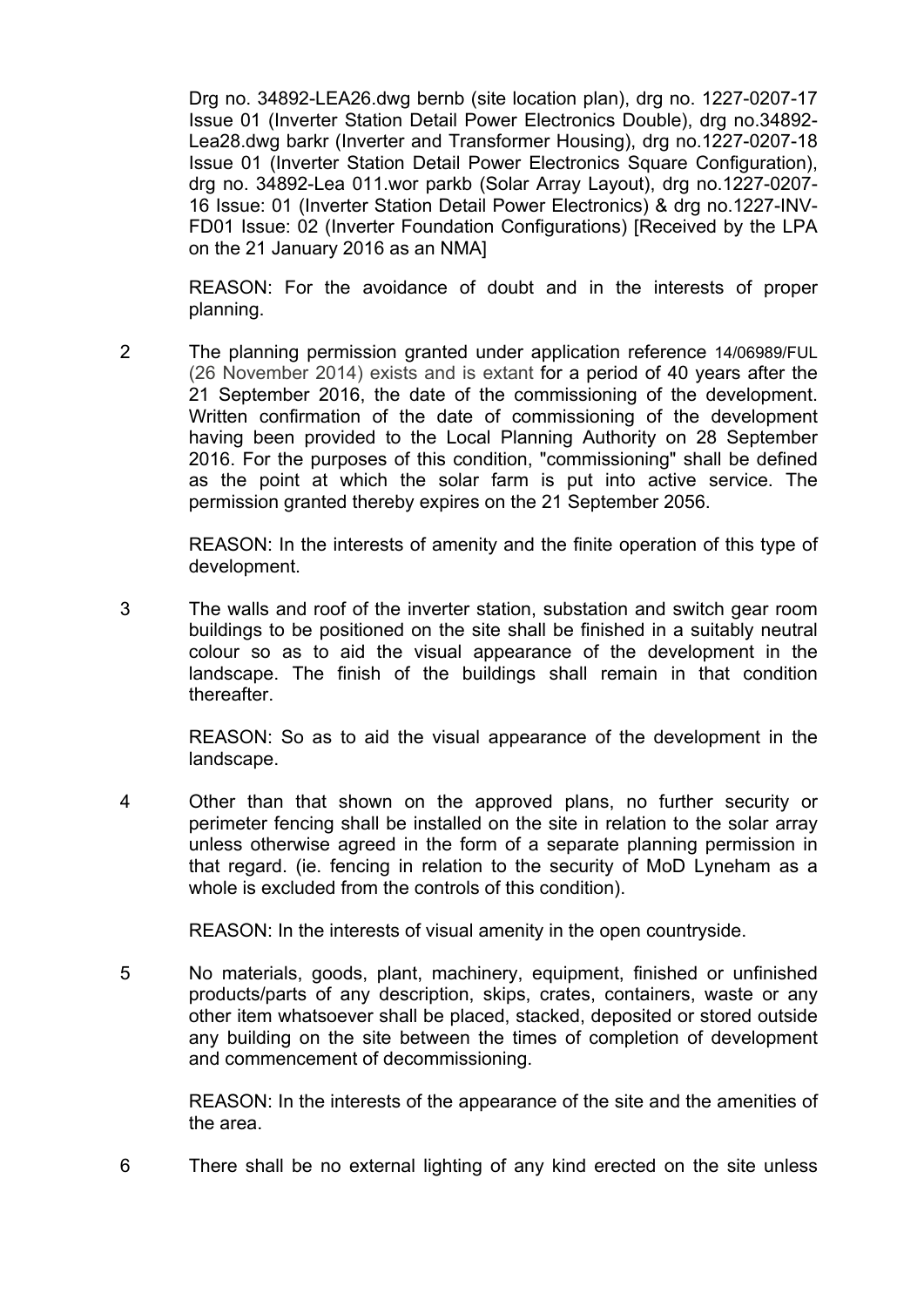Drg no. 34892-LEA26.dwg bernb (site location plan), drg no. 1227-0207-17 Issue 01 (Inverter Station Detail Power Electronics Double), drg no.34892-Lea28.dwg barkr (Inverter and Transformer Housing), drg no.1227-0207-18 Issue 01 (Inverter Station Detail Power Electronics Square Configuration), drg no. 34892-Lea 011.wor parkb (Solar Array Layout), drg no.1227-0207-16 Issue: 01 (Inverter Station Detail Power Electronics) & drg no.1227-INV-FD01 Issue: 02 (Inverter Foundation Configurations) [Received by the LPA on the 21 January 2016 as an NMA]

REASON: For the avoidance of doubt and in the interests of proper planning.

2. The planning permission granted under application reference 14/06989/FUL (26 November 2014) exists and is extant for a period of 40 years after the 21 September 2016, the date of the commissioning of the development. Written confirmation of the date of commissioning of the development having been provided to the Local Planning Authority on 28 September 2016. For the purposes of this condition, "commissioning" shall be defined as the point at which the solar farm is put into active service. The permission granted thereby expires on the 21 September 2056.

   REASON: In the interests of amenity and the finite operation of this type of development.

3. The walls and roof of the inverter station, substation and switch gear room buildings to be positioned on the site shall be finished in a suitably neutral colour so as to aid the visual appearance of the development in the landscape. The finish of the buildings shall remain in that condition thereafter.

   REASON: So as to aid the visual appearance of the development in the landscape.

4. Other than that shown on the approved plans, no further security or perimeter fencing shall be installed on the site in relation to the solar array unless otherwise agreed in the form of a separate planning permission in that regard. (ie. fencing in relation to the security of MoD Lyneham as a whole is excluded from the controls of this condition).

   REASON: In the interests of visual amenity in the open countryside.

5. No materials, goods, plant, machinery, equipment, finished or unfinished products/parts of any description, skips, crates, containers, waste or any other item whatsoever shall be placed, stacked, deposited or stored outside any building on the site between the times of completion of development and commencement of decommissioning.

   REASON: In the interests of the appearance of the site and the amenities of the area.

6. There shall be no external lighting of any kind erected on the site unless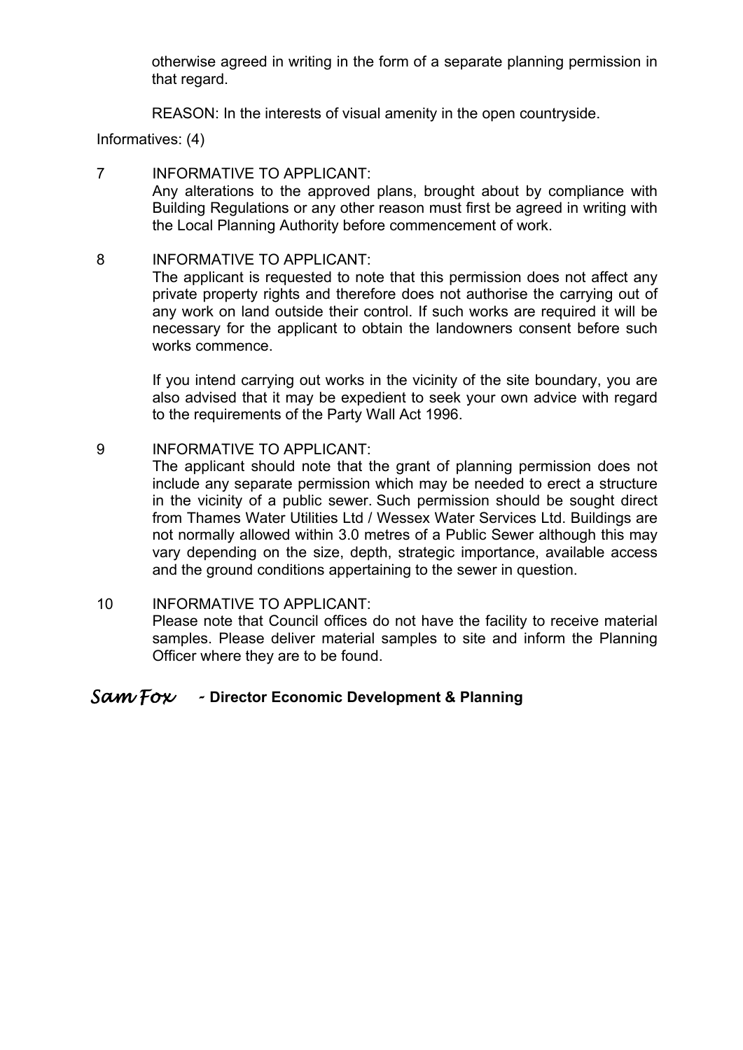otherwise agreed in writing in the form of a separate planning permission in that regard.

REASON: In the interests of visual amenity in the open countryside.

Informatives: (4)

7 INFORMATIVE TO APPLICANT:
Any alterations to the approved plans, brought about by compliance with Building Regulations or any other reason must first be agreed in writing with the Local Planning Authority before commencement of work.

8 INFORMATIVE TO APPLICANT:
The applicant is requested to note that this permission does not affect any private property rights and therefore does not authorise the carrying out of any work on land outside their control. If such works are required it will be necessary for the applicant to obtain the landowners consent before such works commence.

If you intend carrying out works in the vicinity of the site boundary, you are also advised that it may be expedient to seek your own advice with regard to the requirements of the Party Wall Act 1996.

9 INFORMATIVE TO APPLICANT:
The applicant should note that the grant of planning permission does not include any separate permission which may be needed to erect a structure in the vicinity of a public sewer. Such permission should be sought direct from Thames Water Utilities Ltd / Wessex Water Services Ltd. Buildings are not normally allowed within 3.0 metres of a Public Sewer although this may vary depending on the size, depth, strategic importance, available access and the ground conditions appertaining to the sewer in question.

10 INFORMATIVE TO APPLICANT:
Please note that Council offices do not have the facility to receive material samples. Please deliver material samples to site and inform the Planning Officer where they are to be found.

*Sam Fox* - **Director Economic Development & Planning**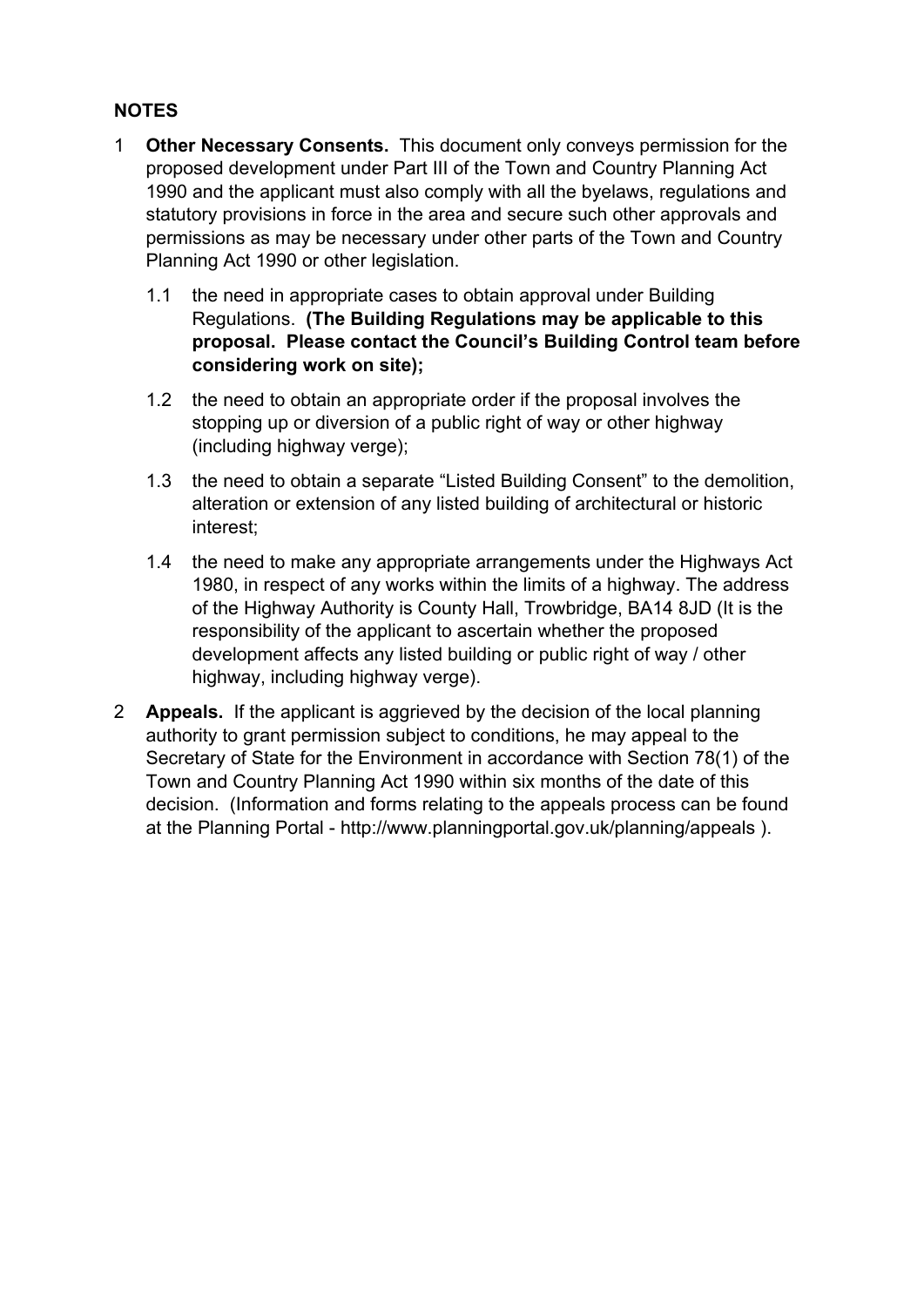**NOTES**

1 **Other Necessary Consents.** This document only conveys permission for the proposed development under Part III of the Town and Country Planning Act 1990 and the applicant must also comply with all the byelaws, regulations and statutory provisions in force in the area and secure such other approvals and permissions as may be necessary under other parts of the Town and Country Planning Act 1990 or other legislation.

   1.1 the need in appropriate cases to obtain approval under Building Regulations. **(The Building Regulations may be applicable to this proposal. Please contact the Council's Building Control team before considering work on site);**

   1.2 the need to obtain an appropriate order if the proposal involves the stopping up or diversion of a public right of way or other highway (including highway verge);

   1.3 the need to obtain a separate "Listed Building Consent" to the demolition, alteration or extension of any listed building of architectural or historic interest;

   1.4 the need to make any appropriate arrangements under the Highways Act 1980, in respect of any works within the limits of a highway. The address of the Highway Authority is County Hall, Trowbridge, BA14 8JD (It is the responsibility of the applicant to ascertain whether the proposed development affects any listed building or public right of way / other highway, including highway verge).

2 **Appeals.** If the applicant is aggrieved by the decision of the local planning authority to grant permission subject to conditions, he may appeal to the Secretary of State for the Environment in accordance with Section 78(1) of the Town and Country Planning Act 1990 within six months of the date of this decision. (Information and forms relating to the appeals process can be found at the Planning Portal - http://www.planningportal.gov.uk/planning/appeals ).